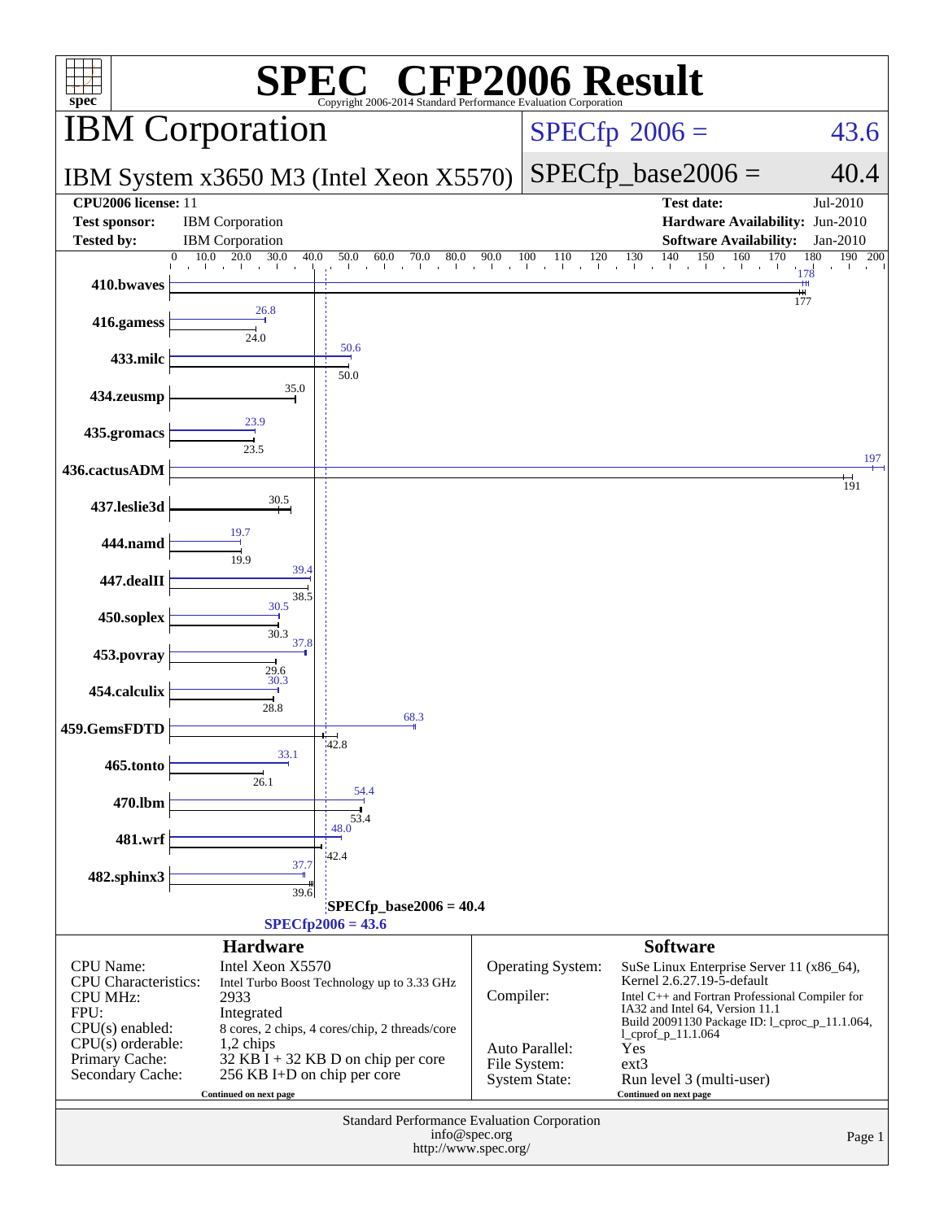# SPEC CFP2006 Result

Copyright 2006-2014 Standard Performance Evaluation Corporation

## IBM Corporation

**IBM System x3650 M3 (Intel Xeon X5570)**

SPECfp 2006 = 43.6

SPECfp_base2006 = 40.4

| | | | |
|---|---|---|---|
| **CPU2006 license:** | 11 | **Test date:** | Jul-2010 |
| **Test sponsor:** | IBM Corporation | **Hardware Availability:** | Jun-2010 |
| **Tested by:** | IBM Corporation | **Software Availability:** | Jan-2010 |

0 10.0 20.0 30.0 40.0 50.0 60.0 70.0 80.0 90.0 100 110 120 130 140 150 160 170 180 190 200

410.bwaves 178 177

416.gamess 26.8 24.0

433.milc 50.6 50.0

434.zeusmp 35.0

435.gromacs 23.9 23.5

436.cactusADM 197 191

437.leslie3d 30.5

444.namd 19.7 19.9

447.dealII 39.4 38.5

450.soplex 30.5 30.3

453.povray 37.8 29.6

454.calculix 30.3 28.8

459.GemsFDTD 68.3 42.8

465.tonto 33.1 26.1

470.lbm 54.4 53.4

481.wrf 48.0 42.4

482.sphinx3 37.7 39.6

SPECfp_base2006 = 40.4

SPECfp2006 = 43.6

### Hardware

| | |
|---|---|
| CPU Name: | Intel Xeon X5570 |
| CPU Characteristics: | Intel Turbo Boost Technology up to 3.33 GHz |
| CPU MHz: | 2933 |
| FPU: | Integrated |
| CPU(s) enabled: | 8 cores, 2 chips, 4 cores/chip, 2 threads/core |
| CPU(s) orderable: | 1,2 chips |
| Primary Cache: | 32 KB I + 32 KB D on chip per core |
| Secondary Cache: | 256 KB I+D on chip per core |

Continued on next page

### Software

| | |
|---|---|
| Operating System: | SuSe Linux Enterprise Server 11 (x86_64), Kernel 2.6.27.19-5-default |
| Compiler: | Intel C++ and Fortran Professional Compiler for IA32 and Intel 64, Version 11.1 Build 20091130 Package ID: l_cproc_p_11.1.064, l_cprof_p_11.1.064 |
| Auto Parallel: | Yes |
| File System: | ext3 |
| System State: | Run level 3 (multi-user) |

Continued on next page

Standard Performance Evaluation Corporation
info@spec.org
http://www.spec.org/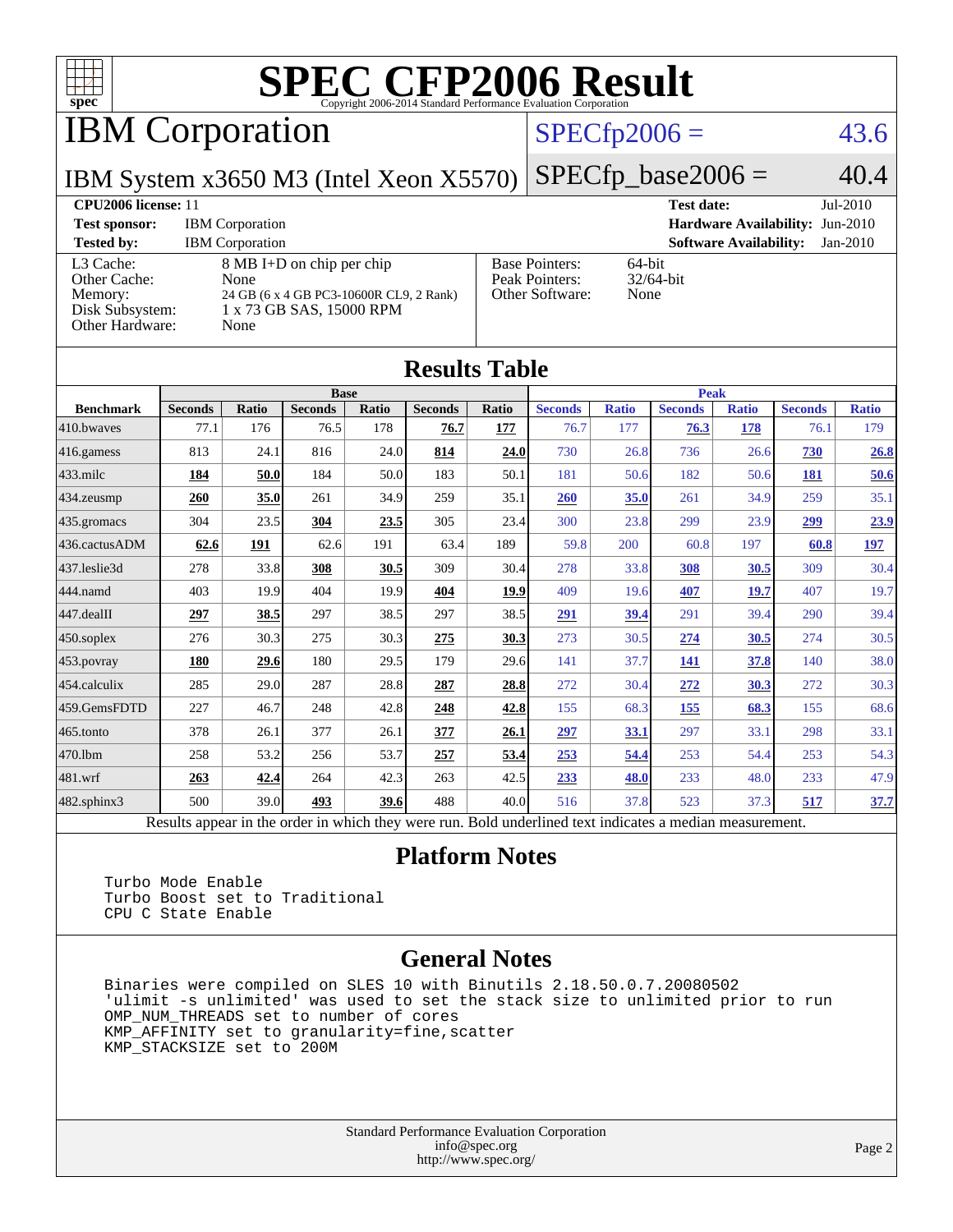# SPEC CFP2006 Result

Copyright 2006-2014 Standard Performance Evaluation Corporation

## IBM Corporation

IBM System x3650 M3 (Intel Xeon X5570)

SPECfp2006 = 43.6

SPECfp_base2006 = 40.4

**CPU2006 license:** 11
**Test sponsor:** IBM Corporation
**Tested by:** IBM Corporation

**Test date:** Jul-2010
**Hardware Availability:** Jun-2010
**Software Availability:** Jan-2010

| | |
|---|---|
| L3 Cache: | 8 MB I+D on chip per chip |
| Other Cache: | None |
| Memory: | 24 GB (6 x 4 GB PC3-10600R CL9, 2 Rank) |
| Disk Subsystem: | 1 x 73 GB SAS, 15000 RPM |
| Other Hardware: | None |

| | |
|---|---|
| Base Pointers: | 64-bit |
| Peak Pointers: | 32/64-bit |
| Other Software: | None |

## Results Table

| Benchmark | Base | | | | | | Peak | | | | | |
|---|---|---|---|---|---|---|---|---|---|---|---|---|
| | Seconds | Ratio | Seconds | Ratio | Seconds | Ratio | Seconds | Ratio | Seconds | Ratio | Seconds | Ratio |
| 410.bwaves | 77.1 | 176 | 76.5 | 178 | **76.7** | **177** | 76.7 | 177 | **76.3** | **178** | 76.1 | 179 |
| 416.gamess | 813 | 24.1 | 816 | 24.0 | **814** | **24.0** | 730 | 26.8 | 736 | 26.6 | **730** | **26.8** |
| 433.milc | **184** | **50.0** | 184 | 50.0 | 183 | 50.1 | 181 | 50.6 | 182 | 50.6 | **181** | **50.6** |
| 434.zeusmp | **260** | **35.0** | 261 | 34.9 | 259 | 35.1 | **260** | **35.0** | 261 | 34.9 | 259 | 35.1 |
| 435.gromacs | 304 | 23.5 | **304** | **23.5** | 305 | 23.4 | 300 | 23.8 | 299 | 23.9 | **299** | **23.9** |
| 436.cactusADM | **62.6** | **191** | 62.6 | 191 | 63.4 | 189 | 59.8 | 200 | 60.8 | 197 | **60.8** | **197** |
| 437.leslie3d | 278 | 33.8 | **308** | **30.5** | 309 | 30.4 | 278 | 33.8 | **308** | **30.5** | 309 | 30.4 |
| 444.namd | 403 | 19.9 | 404 | 19.9 | **404** | **19.9** | 409 | 19.6 | **407** | **19.7** | 407 | 19.7 |
| 447.dealII | **297** | **38.5** | 297 | 38.5 | 297 | 38.5 | **291** | **39.4** | 291 | 39.4 | 290 | 39.4 |
| 450.soplex | 276 | 30.3 | 275 | 30.3 | **275** | **30.3** | 273 | 30.5 | **274** | **30.5** | 274 | 30.5 |
| 453.povray | **180** | **29.6** | 180 | 29.5 | 179 | 29.6 | 141 | 37.7 | **141** | **37.8** | 140 | 38.0 |
| 454.calculix | 285 | 29.0 | 287 | 28.8 | **287** | **28.8** | 272 | 30.4 | **272** | **30.3** | 272 | 30.3 |
| 459.GemsFDTD | 227 | 46.7 | 248 | 42.8 | **248** | **42.8** | 155 | 68.3 | **155** | **68.3** | 155 | 68.6 |
| 465.tonto | 378 | 26.1 | 377 | 26.1 | **377** | **26.1** | **297** | **33.1** | 297 | 33.1 | 298 | 33.1 |
| 470.lbm | 258 | 53.2 | 256 | 53.7 | **257** | **53.4** | **253** | **54.4** | 253 | 54.4 | 253 | 54.3 |
| 481.wrf | **263** | **42.4** | 264 | 42.3 | 263 | 42.5 | **233** | **48.0** | 233 | 48.0 | 233 | 47.9 |
| 482.sphinx3 | 500 | 39.0 | **493** | **39.6** | 488 | 40.0 | 516 | 37.8 | 523 | 37.3 | **517** | **37.7** |

Results appear in the order in which they were run. Bold underlined text indicates a median measurement.

## Platform Notes

```
Turbo Mode Enable
Turbo Boost set to Traditional
CPU C State Enable
```

## General Notes

```
Binaries were compiled on SLES 10 with Binutils 2.18.50.0.7.20080502
'ulimit -s unlimited' was used to set the stack size to unlimited prior to run
OMP_NUM_THREADS set to number of cores
KMP_AFFINITY set to granularity=fine,scatter
KMP_STACKSIZE set to 200M
```

Standard Performance Evaluation Corporation
info@spec.org
http://www.spec.org/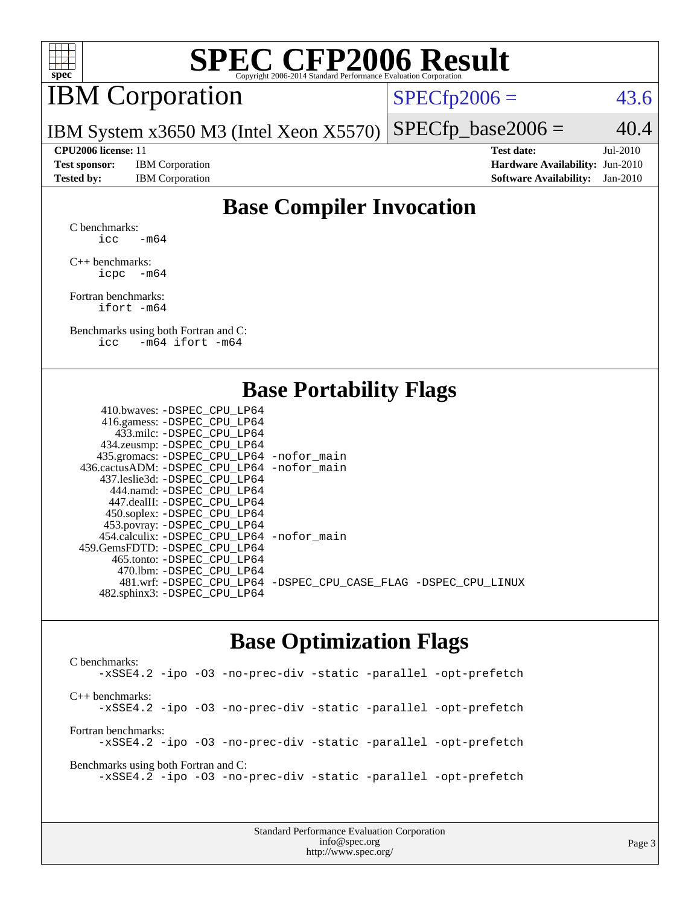# SPEC CFP2006 Result

Copyright 2006-2014 Standard Performance Evaluation Corporation

## IBM Corporation

IBM System x3650 M3 (Intel Xeon X5570)

SPECfp2006 = 43.6

SPECfp_base2006 = 40.4

| | | | |
|---|---|---|---|
| **CPU2006 license:** 11 | | **Test date:** | Jul-2010 |
| **Test sponsor:** | IBM Corporation | **Hardware Availability:** | Jun-2010 |
| **Tested by:** | IBM Corporation | **Software Availability:** | Jan-2010 |

## Base Compiler Invocation

C benchmarks:
```
icc   -m64
```

C++ benchmarks:
```
icpc  -m64
```

Fortran benchmarks:
```
ifort -m64
```

Benchmarks using both Fortran and C:
```
icc   -m64 ifort -m64
```

## Base Portability Flags

| | |
|---|---|
| 410.bwaves: | -DSPEC_CPU_LP64 |
| 416.gamess: | -DSPEC_CPU_LP64 |
| 433.milc: | -DSPEC_CPU_LP64 |
| 434.zeusmp: | -DSPEC_CPU_LP64 |
| 435.gromacs: | -DSPEC_CPU_LP64 -nofor_main |
| 436.cactusADM: | -DSPEC_CPU_LP64 -nofor_main |
| 437.leslie3d: | -DSPEC_CPU_LP64 |
| 444.namd: | -DSPEC_CPU_LP64 |
| 447.dealII: | -DSPEC_CPU_LP64 |
| 450.soplex: | -DSPEC_CPU_LP64 |
| 453.povray: | -DSPEC_CPU_LP64 |
| 454.calculix: | -DSPEC_CPU_LP64 -nofor_main |
| 459.GemsFDTD: | -DSPEC_CPU_LP64 |
| 465.tonto: | -DSPEC_CPU_LP64 |
| 470.lbm: | -DSPEC_CPU_LP64 |
| 481.wrf: | -DSPEC_CPU_LP64 -DSPEC_CPU_CASE_FLAG -DSPEC_CPU_LINUX |
| 482.sphinx3: | -DSPEC_CPU_LP64 |

## Base Optimization Flags

C benchmarks:
```
-xSSE4.2 -ipo -O3 -no-prec-div -static -parallel -opt-prefetch
```

C++ benchmarks:
```
-xSSE4.2 -ipo -O3 -no-prec-div -static -parallel -opt-prefetch
```

Fortran benchmarks:
```
-xSSE4.2 -ipo -O3 -no-prec-div -static -parallel -opt-prefetch
```

Benchmarks using both Fortran and C:
```
-xSSE4.2 -ipo -O3 -no-prec-div -static -parallel -opt-prefetch
```

Standard Performance Evaluation Corporation
info@spec.org
http://www.spec.org/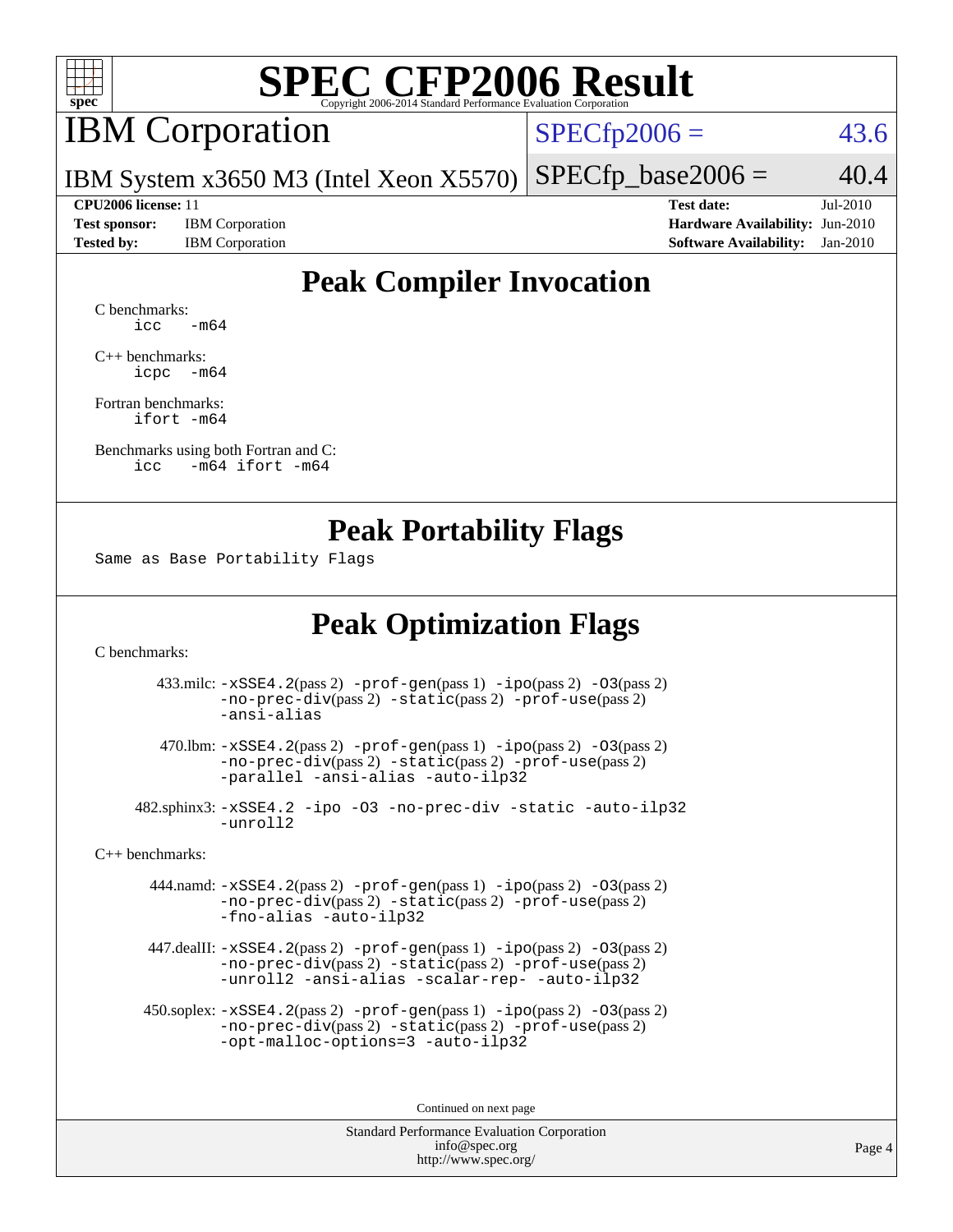# SPEC CFP2006 Result

Copyright 2006-2014 Standard Performance Evaluation Corporation

## IBM Corporation

IBM System x3650 M3 (Intel Xeon X5570)

SPECfp2006 = 43.6

SPECfp_base2006 = 40.4

**CPU2006 license:** 11
**Test sponsor:** IBM Corporation
**Tested by:** IBM Corporation

**Test date:** Jul-2010
**Hardware Availability:** Jun-2010
**Software Availability:** Jan-2010

## Peak Compiler Invocation

C benchmarks:
```
icc   -m64
```

C++ benchmarks:
```
icpc  -m64
```

Fortran benchmarks:
```
ifort -m64
```

Benchmarks using both Fortran and C:
```
icc   -m64 ifort -m64
```

## Peak Portability Flags

Same as Base Portability Flags

## Peak Optimization Flags

C benchmarks:

433.milc: -xSSE4.2(pass 2) -prof-gen(pass 1) -ipo(pass 2) -O3(pass 2) -no-prec-div(pass 2) -static(pass 2) -prof-use(pass 2) -ansi-alias

470.lbm: -xSSE4.2(pass 2) -prof-gen(pass 1) -ipo(pass 2) -O3(pass 2) -no-prec-div(pass 2) -static(pass 2) -prof-use(pass 2) -parallel -ansi-alias -auto-ilp32

482.sphinx3: -xSSE4.2 -ipo -O3 -no-prec-div -static -auto-ilp32 -unroll2

C++ benchmarks:

444.namd: -xSSE4.2(pass 2) -prof-gen(pass 1) -ipo(pass 2) -O3(pass 2) -no-prec-div(pass 2) -static(pass 2) -prof-use(pass 2) -fno-alias -auto-ilp32

447.dealII: -xSSE4.2(pass 2) -prof-gen(pass 1) -ipo(pass 2) -O3(pass 2) -no-prec-div(pass 2) -static(pass 2) -prof-use(pass 2) -unroll2 -ansi-alias -scalar-rep- -auto-ilp32

450.soplex: -xSSE4.2(pass 2) -prof-gen(pass 1) -ipo(pass 2) -O3(pass 2) -no-prec-div(pass 2) -static(pass 2) -prof-use(pass 2) -opt-malloc-options=3 -auto-ilp32

Continued on next page

Standard Performance Evaluation Corporation
info@spec.org
http://www.spec.org/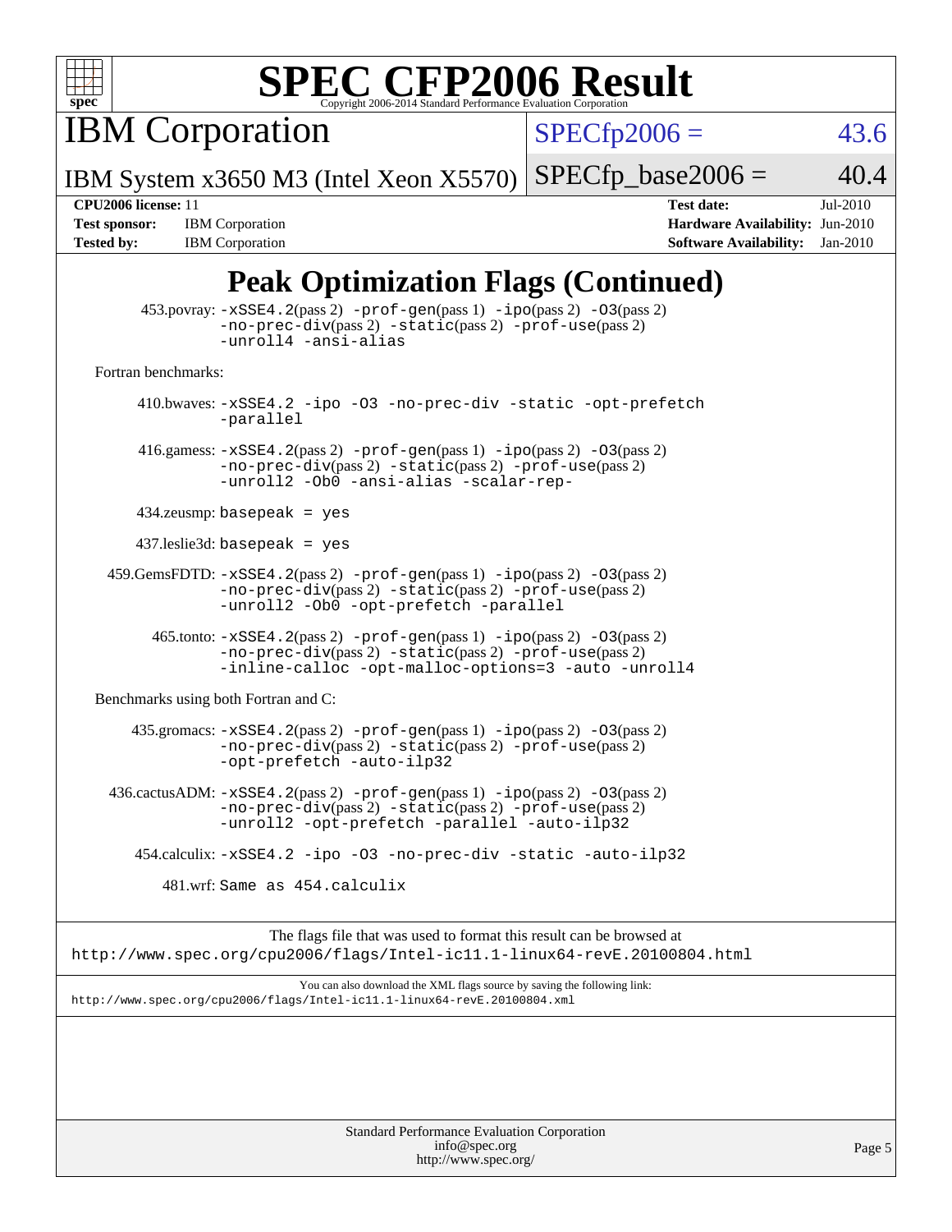# Peak Optimization Flags (Continued)

453.povray: -xSSE4.2(pass 2) -prof-gen(pass 1) -ipo(pass 2) -O3(pass 2) -no-prec-div(pass 2) -static(pass 2) -prof-use(pass 2) -unroll4 -ansi-alias

Fortran benchmarks:

410.bwaves: -xSSE4.2 -ipo -O3 -no-prec-div -static -opt-prefetch -parallel

416.gamess: -xSSE4.2(pass 2) -prof-gen(pass 1) -ipo(pass 2) -O3(pass 2) -no-prec-div(pass 2) -static(pass 2) -prof-use(pass 2) -unroll2 -Ob0 -ansi-alias -scalar-rep-

434.zeusmp: basepeak = yes

437.leslie3d: basepeak = yes

459.GemsFDTD: -xSSE4.2(pass 2) -prof-gen(pass 1) -ipo(pass 2) -O3(pass 2) -no-prec-div(pass 2) -static(pass 2) -prof-use(pass 2) -unroll2 -Ob0 -opt-prefetch -parallel

465.tonto: -xSSE4.2(pass 2) -prof-gen(pass 1) -ipo(pass 2) -O3(pass 2) -no-prec-div(pass 2) -static(pass 2) -prof-use(pass 2) -inline-calloc -opt-malloc-options=3 -auto -unroll4

Benchmarks using both Fortran and C:

435.gromacs: -xSSE4.2(pass 2) -prof-gen(pass 1) -ipo(pass 2) -O3(pass 2) -no-prec-div(pass 2) -static(pass 2) -prof-use(pass 2) -opt-prefetch -auto-ilp32

436.cactusADM: -xSSE4.2(pass 2) -prof-gen(pass 1) -ipo(pass 2) -O3(pass 2) -no-prec-div(pass 2) -static(pass 2) -prof-use(pass 2) -unroll2 -opt-prefetch -parallel -auto-ilp32

454.calculix: -xSSE4.2 -ipo -O3 -no-prec-div -static -auto-ilp32

481.wrf: Same as 454.calculix

The flags file that was used to format this result can be browsed at
http://www.spec.org/cpu2006/flags/Intel-ic11.1-linux64-revE.20100804.html

You can also download the XML flags source by saving the following link:
http://www.spec.org/cpu2006/flags/Intel-ic11.1-linux64-revE.20100804.xml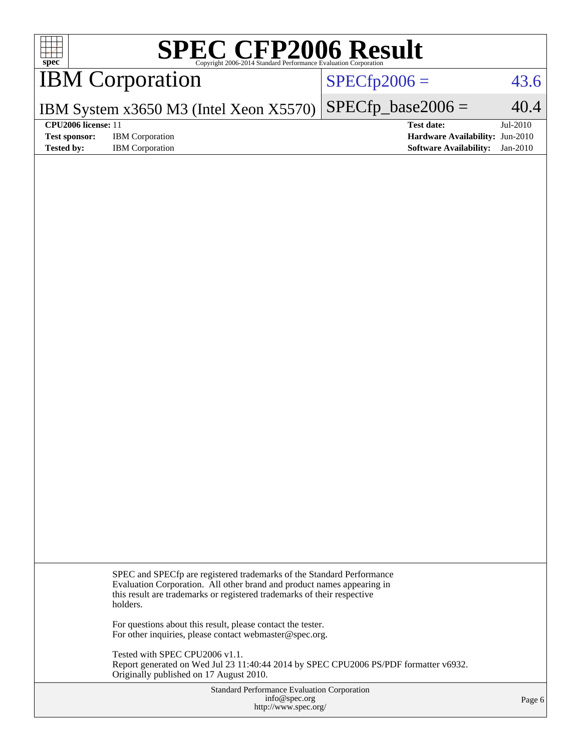SPEC and SPECfp are registered trademarks of the Standard Performance Evaluation Corporation. All other brand and product names appearing in this result are trademarks or registered trademarks of their respective holders.

For questions about this result, please contact the tester.
For other inquiries, please contact webmaster@spec.org.

Tested with SPEC CPU2006 v1.1.
Report generated on Wed Jul 23 11:40:44 2014 by SPEC CPU2006 PS/PDF formatter v6932.
Originally published on 17 August 2010.